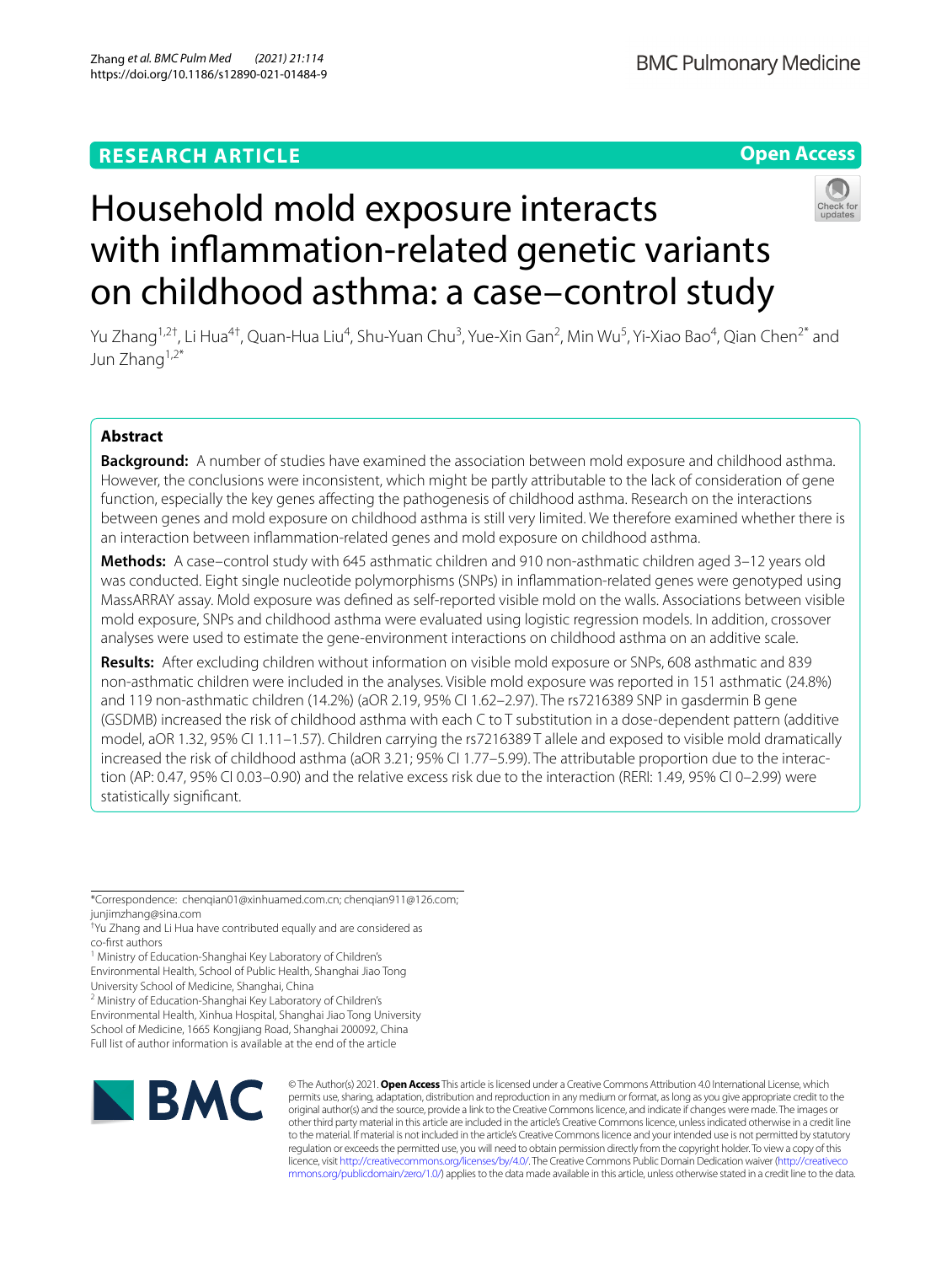RESEARCH ARTICLE

Open Access

# Household mold exposure interacts with inflammation-related genetic variants on childhood asthma: a case–control study

Yu Zhang[1,2†], Li Hua[4†], Quan-Hua Liu[4], Shu-Yuan Chu[3], Yue-Xin Gan[2], Min Wu[5], Yi-Xiao Bao[4], Qian Chen[2*] and Jun Zhang[1,2*]

## Abstract

**Background:** A number of studies have examined the association between mold exposure and childhood asthma. However, the conclusions were inconsistent, which might be partly attributable to the lack of consideration of gene function, especially the key genes affecting the pathogenesis of childhood asthma. Research on the interactions between genes and mold exposure on childhood asthma is still very limited. We therefore examined whether there is an interaction between inflammation-related genes and mold exposure on childhood asthma.

**Methods:** A case–control study with 645 asthmatic children and 910 non-asthmatic children aged 3–12 years old was conducted. Eight single nucleotide polymorphisms (SNPs) in inflammation-related genes were genotyped using MassARRAY assay. Mold exposure was defined as self-reported visible mold on the walls. Associations between visible mold exposure, SNPs and childhood asthma were evaluated using logistic regression models. In addition, crossover analyses were used to estimate the gene-environment interactions on childhood asthma on an additive scale.

**Results:** After excluding children without information on visible mold exposure or SNPs, 608 asthmatic and 839 non-asthmatic children were included in the analyses. Visible mold exposure was reported in 151 asthmatic (24.8%) and 119 non-asthmatic children (14.2%) (aOR 2.19, 95% CI 1.62–2.97). The rs7216389 SNP in gasdermin B gene (GSDMB) increased the risk of childhood asthma with each C to T substitution in a dose-dependent pattern (additive model, aOR 1.32, 95% CI 1.11–1.57). Children carrying the rs7216389 T allele and exposed to visible mold dramatically increased the risk of childhood asthma (aOR 3.21; 95% CI 1.77–5.99). The attributable proportion due to the interaction (AP: 0.47, 95% CI 0.03–0.90) and the relative excess risk due to the interaction (RERI: 1.49, 95% CI 0–2.99) were statistically significant.

*Correspondence: chenqian01@xinhuamed.com.cn; chenqian911@126.com; junjimzhang@sina.com

†Yu Zhang and Li Hua have contributed equally and are considered as co-first authors

[1] Ministry of Education-Shanghai Key Laboratory of Children's Environmental Health, School of Public Health, Shanghai Jiao Tong University School of Medicine, Shanghai, China

[2] Ministry of Education-Shanghai Key Laboratory of Children's Environmental Health, Xinhua Hospital, Shanghai Jiao Tong University School of Medicine, 1665 Kongjiang Road, Shanghai 200092, China

Full list of author information is available at the end of the article

© The Author(s) 2021. **Open Access** This article is licensed under a Creative Commons Attribution 4.0 International License, which permits use, sharing, adaptation, distribution and reproduction in any medium or format, as long as you give appropriate credit to the original author(s) and the source, provide a link to the Creative Commons licence, and indicate if changes were made. The images or other third party material in this article are included in the article's Creative Commons licence, unless indicated otherwise in a credit line to the material. If material is not included in the article's Creative Commons licence and your intended use is not permitted by statutory regulation or exceeds the permitted use, you will need to obtain permission directly from the copyright holder. To view a copy of this licence, visit http://creativecommons.org/licenses/by/4.0/. The Creative Commons Public Domain Dedication waiver (http://creativecommons.org/publicdomain/zero/1.0/) applies to the data made available in this article, unless otherwise stated in a credit line to the data.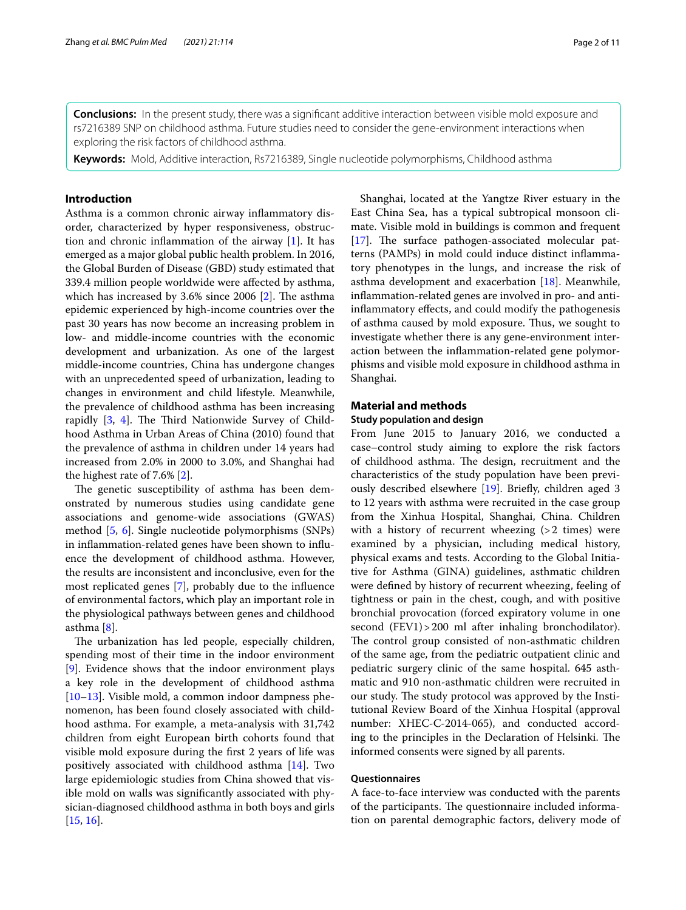**Conclusions:** In the present study, there was a significant additive interaction between visible mold exposure and rs7216389 SNP on childhood asthma. Future studies need to consider the gene-environment interactions when exploring the risk factors of childhood asthma.

**Keywords:** Mold, Additive interaction, Rs7216389, Single nucleotide polymorphisms, Childhood asthma

## Introduction

Asthma is a common chronic airway inflammatory disorder, characterized by hyper responsiveness, obstruction and chronic inflammation of the airway [1]. It has emerged as a major global public health problem. In 2016, the Global Burden of Disease (GBD) study estimated that 339.4 million people worldwide were affected by asthma, which has increased by 3.6% since 2006 [2]. The asthma epidemic experienced by high-income countries over the past 30 years has now become an increasing problem in low- and middle-income countries with the economic development and urbanization. As one of the largest middle-income countries, China has undergone changes with an unprecedented speed of urbanization, leading to changes in environment and child lifestyle. Meanwhile, the prevalence of childhood asthma has been increasing rapidly [3, 4]. The Third Nationwide Survey of Childhood Asthma in Urban Areas of China (2010) found that the prevalence of asthma in children under 14 years had increased from 2.0% in 2000 to 3.0%, and Shanghai had the highest rate of 7.6% [2].

The genetic susceptibility of asthma has been demonstrated by numerous studies using candidate gene associations and genome-wide associations (GWAS) method [5, 6]. Single nucleotide polymorphisms (SNPs) in inflammation-related genes have been shown to influence the development of childhood asthma. However, the results are inconsistent and inconclusive, even for the most replicated genes [7], probably due to the influence of environmental factors, which play an important role in the physiological pathways between genes and childhood asthma [8].

The urbanization has led people, especially children, spending most of their time in the indoor environment [9]. Evidence shows that the indoor environment plays a key role in the development of childhood asthma [10–13]. Visible mold, a common indoor dampness phenomenon, has been found closely associated with childhood asthma. For example, a meta-analysis with 31,742 children from eight European birth cohorts found that visible mold exposure during the first 2 years of life was positively associated with childhood asthma [14]. Two large epidemiologic studies from China showed that visible mold on walls was significantly associated with physician-diagnosed childhood asthma in both boys and girls [15, 16].

Shanghai, located at the Yangtze River estuary in the East China Sea, has a typical subtropical monsoon climate. Visible mold in buildings is common and frequent [17]. The surface pathogen-associated molecular patterns (PAMPs) in mold could induce distinct inflammatory phenotypes in the lungs, and increase the risk of asthma development and exacerbation [18]. Meanwhile, inflammation-related genes are involved in pro- and anti-inflammatory effects, and could modify the pathogenesis of asthma caused by mold exposure. Thus, we sought to investigate whether there is any gene-environment interaction between the inflammation-related gene polymorphisms and visible mold exposure in childhood asthma in Shanghai.

## Material and methods

### Study population and design

From June 2015 to January 2016, we conducted a case–control study aiming to explore the risk factors of childhood asthma. The design, recruitment and the characteristics of the study population have been previously described elsewhere [19]. Briefly, children aged 3 to 12 years with asthma were recruited in the case group from the Xinhua Hospital, Shanghai, China. Children with a history of recurrent wheezing (>2 times) were examined by a physician, including medical history, physical exams and tests. According to the Global Initiative for Asthma (GINA) guidelines, asthmatic children were defined by history of recurrent wheezing, feeling of tightness or pain in the chest, cough, and with positive bronchial provocation (forced expiratory volume in one second (FEV1) > 200 ml after inhaling bronchodilator). The control group consisted of non-asthmatic children of the same age, from the pediatric outpatient clinic and pediatric surgery clinic of the same hospital. 645 asthmatic and 910 non-asthmatic children were recruited in our study. The study protocol was approved by the Institutional Review Board of the Xinhua Hospital (approval number: XHEC-C-2014-065), and conducted according to the principles in the Declaration of Helsinki. The informed consents were signed by all parents.

### Questionnaires

A face-to-face interview was conducted with the parents of the participants. The questionnaire included information on parental demographic factors, delivery mode of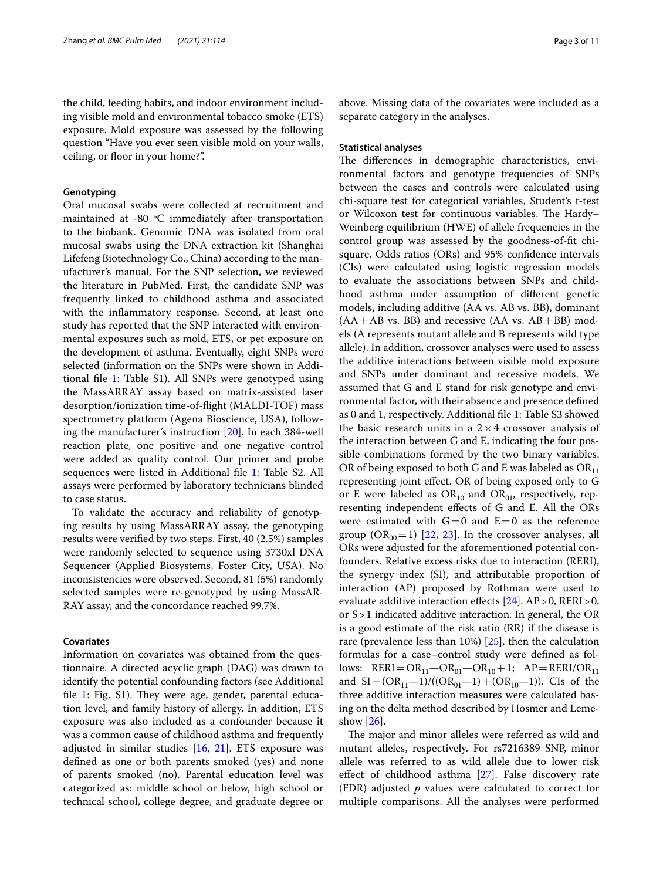the child, feeding habits, and indoor environment including visible mold and environmental tobacco smoke (ETS) exposure. Mold exposure was assessed by the following question "Have you ever seen visible mold on your walls, ceiling, or floor in your home?".

### Genotyping

Oral mucosal swabs were collected at recruitment and maintained at -80 °C immediately after transportation to the biobank. Genomic DNA was isolated from oral mucosal swabs using the DNA extraction kit (Shanghai Lifefeng Biotechnology Co., China) according to the manufacturer's manual. For the SNP selection, we reviewed the literature in PubMed. First, the candidate SNP was frequently linked to childhood asthma and associated with the inflammatory response. Second, at least one study has reported that the SNP interacted with environmental exposures such as mold, ETS, or pet exposure on the development of asthma. Eventually, eight SNPs were selected (information on the SNPs were shown in Additional file 1: Table S1). All SNPs were genotyped using the MassARRAY assay based on matrix-assisted laser desorption/ionization time-of-flight (MALDI-TOF) mass spectrometry platform (Agena Bioscience, USA), following the manufacturer's instruction [20]. In each 384-well reaction plate, one positive and one negative control were added as quality control. Our primer and probe sequences were listed in Additional file 1: Table S2. All assays were performed by laboratory technicians blinded to case status.

To validate the accuracy and reliability of genotyping results by using MassARRAY assay, the genotyping results were verified by two steps. First, 40 (2.5%) samples were randomly selected to sequence using 3730xl DNA Sequencer (Applied Biosystems, Foster City, USA). No inconsistencies were observed. Second, 81 (5%) randomly selected samples were re-genotyped by using MassARRAY assay, and the concordance reached 99.7%.

### Covariates

Information on covariates was obtained from the questionnaire. A directed acyclic graph (DAG) was drawn to identify the potential confounding factors (see Additional file 1: Fig. S1). They were age, gender, parental education level, and family history of allergy. In addition, ETS exposure was also included as a confounder because it was a common cause of childhood asthma and frequently adjusted in similar studies [16, 21]. ETS exposure was defined as one or both parents smoked (yes) and none of parents smoked (no). Parental education level was categorized as: middle school or below, high school or technical school, college degree, and graduate degree or above. Missing data of the covariates were included as a separate category in the analyses.

### Statistical analyses

The differences in demographic characteristics, environmental factors and genotype frequencies of SNPs between the cases and controls were calculated using chi-square test for categorical variables, Student's t-test or Wilcoxon test for continuous variables. The Hardy–Weinberg equilibrium (HWE) of allele frequencies in the control group was assessed by the goodness-of-fit chi-square. Odds ratios (ORs) and 95% confidence intervals (CIs) were calculated using logistic regression models to evaluate the associations between SNPs and childhood asthma under assumption of different genetic models, including additive (AA vs. AB vs. BB), dominant (AA + AB vs. BB) and recessive (AA vs. AB + BB) models (A represents mutant allele and B represents wild type allele). In addition, crossover analyses were used to assess the additive interactions between visible mold exposure and SNPs under dominant and recessive models. We assumed that G and E stand for risk genotype and environmental factor, with their absence and presence defined as 0 and 1, respectively. Additional file 1: Table S3 showed the basic research units in a $2 \times 4$ crossover analysis of the interaction between G and E, indicating the four possible combinations formed by the two binary variables. OR of being exposed to both G and E was labeled as $OR_{11}$ representing joint effect. OR of being exposed only to G or E were labeled as $OR_{10}$ and $OR_{01}$, respectively, representing independent effects of G and E. All the ORs were estimated with G = 0 and E = 0 as the reference group ($OR_{00} = 1$) [22, 23]. In the crossover analyses, all ORs were adjusted for the aforementioned potential confounders. Relative excess risks due to interaction (RERI), the synergy index (SI), and attributable proportion of interaction (AP) proposed by Rothman were used to evaluate additive interaction effects [24]. AP > 0, RERI > 0, or S > 1 indicated additive interaction. In general, the OR is a good estimate of the risk ratio (RR) if the disease is rare (prevalence less than 10%) [25], then the calculation formulas for a case–control study were defined as follows: $RERI = OR_{11} - OR_{01} - OR_{10} + 1$; $AP = RERI/OR_{11}$ and $SI = (OR_{11} - 1)/((OR_{01} - 1) + (OR_{10} - 1))$. CIs of the three additive interaction measures were calculated basing on the delta method described by Hosmer and Lemeshow [26].

The major and minor alleles were referred as wild and mutant alleles, respectively. For rs7216389 SNP, minor allele was referred to as wild allele due to lower risk effect of childhood asthma [27]. False discovery rate (FDR) adjusted *p* values were calculated to correct for multiple comparisons. All the analyses were performed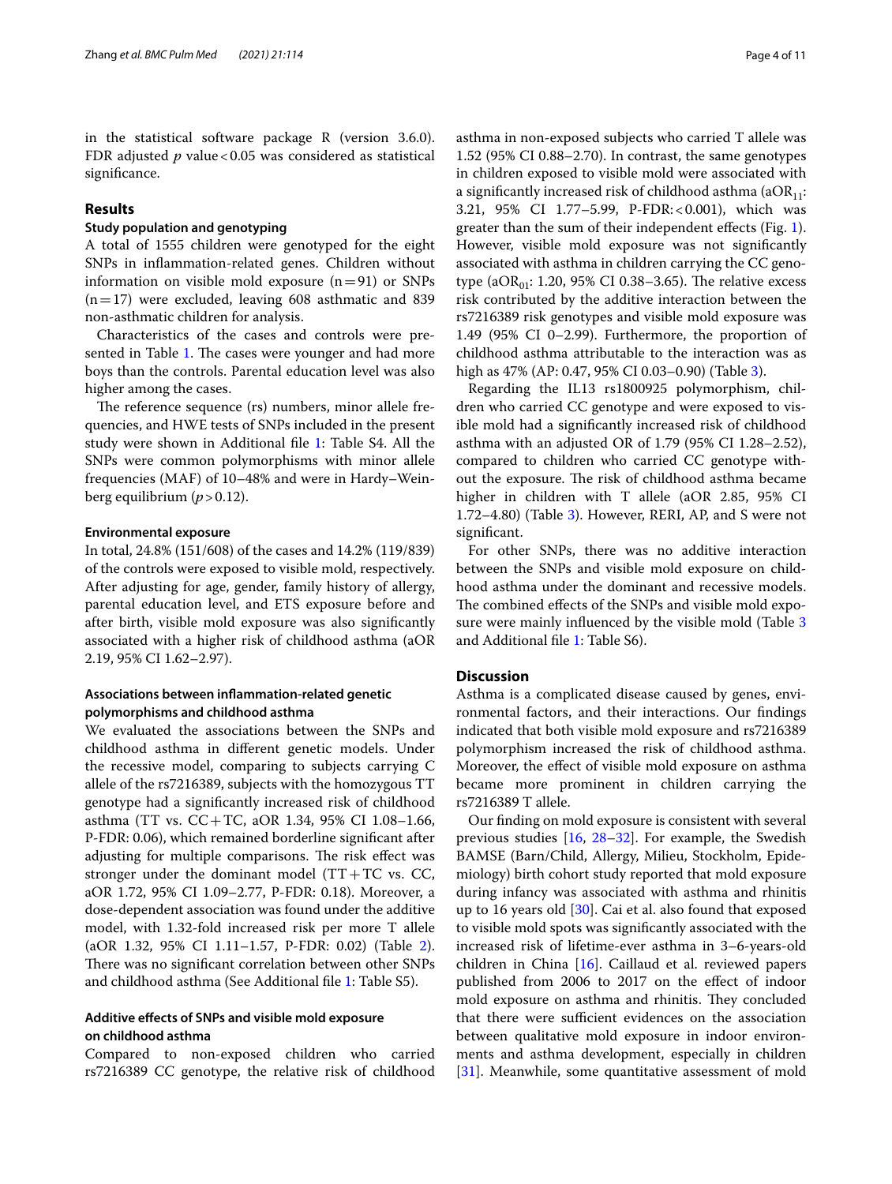in the statistical software package R (version 3.6.0). FDR adjusted *p* value < 0.05 was considered as statistical significance.

## Results

### Study population and genotyping

A total of 1555 children were genotyped for the eight SNPs in inflammation-related genes. Children without information on visible mold exposure (n = 91) or SNPs (n = 17) were excluded, leaving 608 asthmatic and 839 non-asthmatic children for analysis.

Characteristics of the cases and controls were presented in Table 1. The cases were younger and had more boys than the controls. Parental education level was also higher among the cases.

The reference sequence (rs) numbers, minor allele frequencies, and HWE tests of SNPs included in the present study were shown in Additional file 1: Table S4. All the SNPs were common polymorphisms with minor allele frequencies (MAF) of 10–48% and were in Hardy–Weinberg equilibrium ($p > 0.12$).

### Environmental exposure

In total, 24.8% (151/608) of the cases and 14.2% (119/839) of the controls were exposed to visible mold, respectively. After adjusting for age, gender, family history of allergy, parental education level, and ETS exposure before and after birth, visible mold exposure was also significantly associated with a higher risk of childhood asthma (aOR 2.19, 95% CI 1.62–2.97).

### Associations between inflammation-related genetic polymorphisms and childhood asthma

We evaluated the associations between the SNPs and childhood asthma in different genetic models. Under the recessive model, comparing to subjects carrying C allele of the rs7216389, subjects with the homozygous TT genotype had a significantly increased risk of childhood asthma (TT vs. CC + TC, aOR 1.34, 95% CI 1.08–1.66, P-FDR: 0.06), which remained borderline significant after adjusting for multiple comparisons. The risk effect was stronger under the dominant model (TT + TC vs. CC, aOR 1.72, 95% CI 1.09–2.77, P-FDR: 0.18). Moreover, a dose-dependent association was found under the additive model, with 1.32-fold increased risk per more T allele (aOR 1.32, 95% CI 1.11–1.57, P-FDR: 0.02) (Table 2). There was no significant correlation between other SNPs and childhood asthma (See Additional file 1: Table S5).

### Additive effects of SNPs and visible mold exposure on childhood asthma

Compared to non-exposed children who carried rs7216389 CC genotype, the relative risk of childhood asthma in non-exposed subjects who carried T allele was 1.52 (95% CI 0.88–2.70). In contrast, the same genotypes in children exposed to visible mold were associated with a significantly increased risk of childhood asthma ($aOR_{11}$: 3.21, 95% CI 1.77–5.99, P-FDR: < 0.001), which was greater than the sum of their independent effects (Fig. 1). However, visible mold exposure was not significantly associated with asthma in children carrying the CC genotype ($aOR_{01}$: 1.20, 95% CI 0.38–3.65). The relative excess risk contributed by the additive interaction between the rs7216389 risk genotypes and visible mold exposure was 1.49 (95% CI 0–2.99). Furthermore, the proportion of childhood asthma attributable to the interaction was as high as 47% (AP: 0.47, 95% CI 0.03–0.90) (Table 3).

Regarding the IL13 rs1800925 polymorphism, children who carried CC genotype and were exposed to visible mold had a significantly increased risk of childhood asthma with an adjusted OR of 1.79 (95% CI 1.28–2.52), compared to children who carried CC genotype without the exposure. The risk of childhood asthma became higher in children with T allele (aOR 2.85, 95% CI 1.72–4.80) (Table 3). However, RERI, AP, and S were not significant.

For other SNPs, there was no additive interaction between the SNPs and visible mold exposure on childhood asthma under the dominant and recessive models. The combined effects of the SNPs and visible mold exposure were mainly influenced by the visible mold (Table 3 and Additional file 1: Table S6).

## Discussion

Asthma is a complicated disease caused by genes, environmental factors, and their interactions. Our findings indicated that both visible mold exposure and rs7216389 polymorphism increased the risk of childhood asthma. Moreover, the effect of visible mold exposure on asthma became more prominent in children carrying the rs7216389 T allele.

Our finding on mold exposure is consistent with several previous studies [16, 28–32]. For example, the Swedish BAMSE (Barn/Child, Allergy, Milieu, Stockholm, Epidemiology) birth cohort study reported that mold exposure during infancy was associated with asthma and rhinitis up to 16 years old [30]. Cai et al. also found that exposed to visible mold spots was significantly associated with the increased risk of lifetime-ever asthma in 3–6-years-old children in China [16]. Caillaud et al. reviewed papers published from 2006 to 2017 on the effect of indoor mold exposure on asthma and rhinitis. They concluded that there were sufficient evidences on the association between qualitative mold exposure in indoor environments and asthma development, especially in children [31]. Meanwhile, some quantitative assessment of mold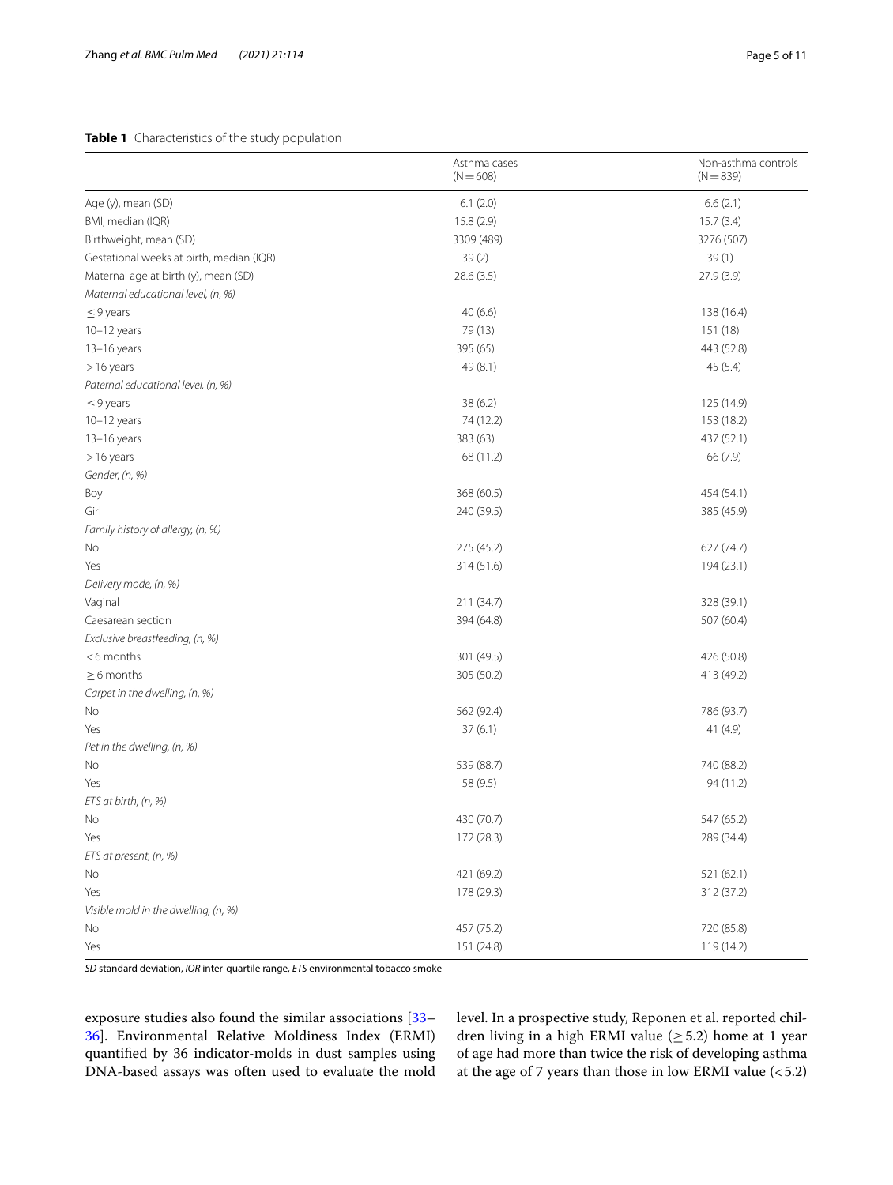**Table 1** Characteristics of the study population

| | Asthma cases (N = 608) | Non-asthma controls (N = 839) |
|---|---|---|
| Age (y), mean (SD) | 6.1 (2.0) | 6.6 (2.1) |
| BMI, median (IQR) | 15.8 (2.9) | 15.7 (3.4) |
| Birthweight, mean (SD) | 3309 (489) | 3276 (507) |
| Gestational weeks at birth, median (IQR) | 39 (2) | 39 (1) |
| Maternal age at birth (y), mean (SD) | 28.6 (3.5) | 27.9 (3.9) |
| *Maternal educational level, (n, %)* | | |
| ≤ 9 years | 40 (6.6) | 138 (16.4) |
| 10–12 years | 79 (13) | 151 (18) |
| 13–16 years | 395 (65) | 443 (52.8) |
| > 16 years | 49 (8.1) | 45 (5.4) |
| *Paternal educational level, (n, %)* | | |
| ≤ 9 years | 38 (6.2) | 125 (14.9) |
| 10–12 years | 74 (12.2) | 153 (18.2) |
| 13–16 years | 383 (63) | 437 (52.1) |
| > 16 years | 68 (11.2) | 66 (7.9) |
| *Gender, (n, %)* | | |
| Boy | 368 (60.5) | 454 (54.1) |
| Girl | 240 (39.5) | 385 (45.9) |
| *Family history of allergy, (n, %)* | | |
| No | 275 (45.2) | 627 (74.7) |
| Yes | 314 (51.6) | 194 (23.1) |
| *Delivery mode, (n, %)* | | |
| Vaginal | 211 (34.7) | 328 (39.1) |
| Caesarean section | 394 (64.8) | 507 (60.4) |
| *Exclusive breastfeeding, (n, %)* | | |
| < 6 months | 301 (49.5) | 426 (50.8) |
| ≥ 6 months | 305 (50.2) | 413 (49.2) |
| *Carpet in the dwelling, (n, %)* | | |
| No | 562 (92.4) | 786 (93.7) |
| Yes | 37 (6.1) | 41 (4.9) |
| *Pet in the dwelling, (n, %)* | | |
| No | 539 (88.7) | 740 (88.2) |
| Yes | 58 (9.5) | 94 (11.2) |
| *ETS at birth, (n, %)* | | |
| No | 430 (70.7) | 547 (65.2) |
| Yes | 172 (28.3) | 289 (34.4) |
| *ETS at present, (n, %)* | | |
| No | 421 (69.2) | 521 (62.1) |
| Yes | 178 (29.3) | 312 (37.2) |
| *Visible mold in the dwelling, (n, %)* | | |
| No | 457 (75.2) | 720 (85.8) |
| Yes | 151 (24.8) | 119 (14.2) |

*SD* standard deviation, *IQR* inter-quartile range, *ETS* environmental tobacco smoke

exposure studies also found the similar associations [33–36]. Environmental Relative Moldiness Index (ERMI) quantified by 36 indicator-molds in dust samples using DNA-based assays was often used to evaluate the mold level. In a prospective study, Reponen et al. reported children living in a high ERMI value (≥ 5.2) home at 1 year of age had more than twice the risk of developing asthma at the age of 7 years than those in low ERMI value (< 5.2)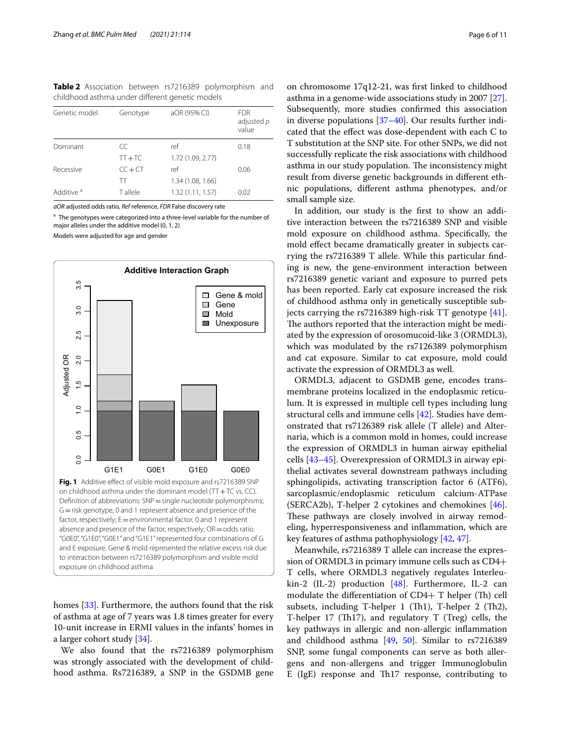**Table 2** Association between rs7216389 polymorphism and childhood asthma under different genetic models

| Genetic model | Genotype | aOR (95% CI) | FDR adjusted *p* value |
|---|---|---|---|
| Dominant | CC | ref | 0.18 |
| | TT+TC | 1.72 (1.09, 2.77) | |
| Recessive | CC+CT | ref | 0.06 |
| | TT | 1.34 (1.08, 1.66) | |
| Additive [a] | T allele | 1.32 (1.11, 1.57) | 0.02 |

*aOR* adjusted odds ratio, *Ref* reference, *FDR* False discovery rate

[a] The genotypes were categorized into a three-level variable for the number of major alleles under the additive model (0, 1, 2)

Models were adjusted for age and gender

**Fig. 1** Additive effect of visible mold exposure and rs7216389 SNP on childhood asthma under the dominant model (TT+TC vs. CC). Definition of abbreviations: SNP = single nucleotide polymorphisms; G = risk genotype, 0 and 1 represent absence and presence of the factor, respectively; E = environmental factor, 0 and 1 represent absence and presence of the factor, respectively; OR = odds ratio. "G0E0", "G1E0", "G0E1" and "G1E1" represented four combinations of G and E exposure. Gene & mold represented the relative excess risk due to interaction between rs7216389 polymorphism and visible mold exposure on childhood asthma

homes [33]. Furthermore, the authors found that the risk of asthma at age of 7 years was 1.8 times greater for every 10-unit increase in ERMI values in the infants' homes in a larger cohort study [34].

We also found that the rs7216389 polymorphism was strongly associated with the development of childhood asthma. Rs7216389, a SNP in the GSDMB gene on chromosome 17q12-21, was first linked to childhood asthma in a genome-wide associations study in 2007 [27]. Subsequently, more studies confirmed this association in diverse populations [37–40]. Our results further indicated that the effect was dose-dependent with each C to T substitution at the SNP site. For other SNPs, we did not successfully replicate the risk associations with childhood asthma in our study population. The inconsistency might result from diverse genetic backgrounds in different ethnic populations, different asthma phenotypes, and/or small sample size.

In addition, our study is the first to show an additive interaction between the rs7216389 SNP and visible mold exposure on childhood asthma. Specifically, the mold effect became dramatically greater in subjects carrying the rs7216389 T allele. While this particular finding is new, the gene-environment interaction between rs7216389 genetic variant and exposure to purred pets has been reported. Early cat exposure increased the risk of childhood asthma only in genetically susceptible subjects carrying the rs7216389 high-risk TT genotype [41]. The authors reported that the interaction might be mediated by the expression of orosomucoid-like 3 (ORMDL3), which was modulated by the rs7126389 polymorphism and cat exposure. Similar to cat exposure, mold could activate the expression of ORMDL3 as well.

ORMDL3, adjacent to GSDMB gene, encodes transmembrane proteins localized in the endoplasmic reticulum. It is expressed in multiple cell types including lung structural cells and immune cells [42]. Studies have demonstrated that rs7126389 risk allele (T allele) and Alternaria, which is a common mold in homes, could increase the expression of ORMDL3 in human airway epithelial cells [43–45]. Overexpression of ORMDL3 in airway epithelial activates several downstream pathways including sphingolipids, activating transcription factor 6 (ATF6), sarcoplasmic/endoplasmic reticulum calcium-ATPase (SERCA2b), T-helper 2 cytokines and chemokines [46]. These pathways are closely involved in airway remodeling, hyperresponsiveness and inflammation, which are key features of asthma pathophysiology [42, 47].

Meanwhile, rs7216389 T allele can increase the expression of ORMDL3 in primary immune cells such as CD4+ T cells, where ORMDL3 negatively regulates Interleukin-2 (IL-2) production [48]. Furthermore, IL-2 can modulate the differentiation of CD4+ T helper (Th) cell subsets, including T-helper 1 (Th1), T-helper 2 (Th2), T-helper 17 (Th17), and regulatory T (Treg) cells, the key pathways in allergic and non-allergic inflammation and childhood asthma [49, 50]. Similar to rs7216389 SNP, some fungal components can serve as both allergens and non-allergens and trigger Immunoglobulin E (IgE) response and Th17 response, contributing to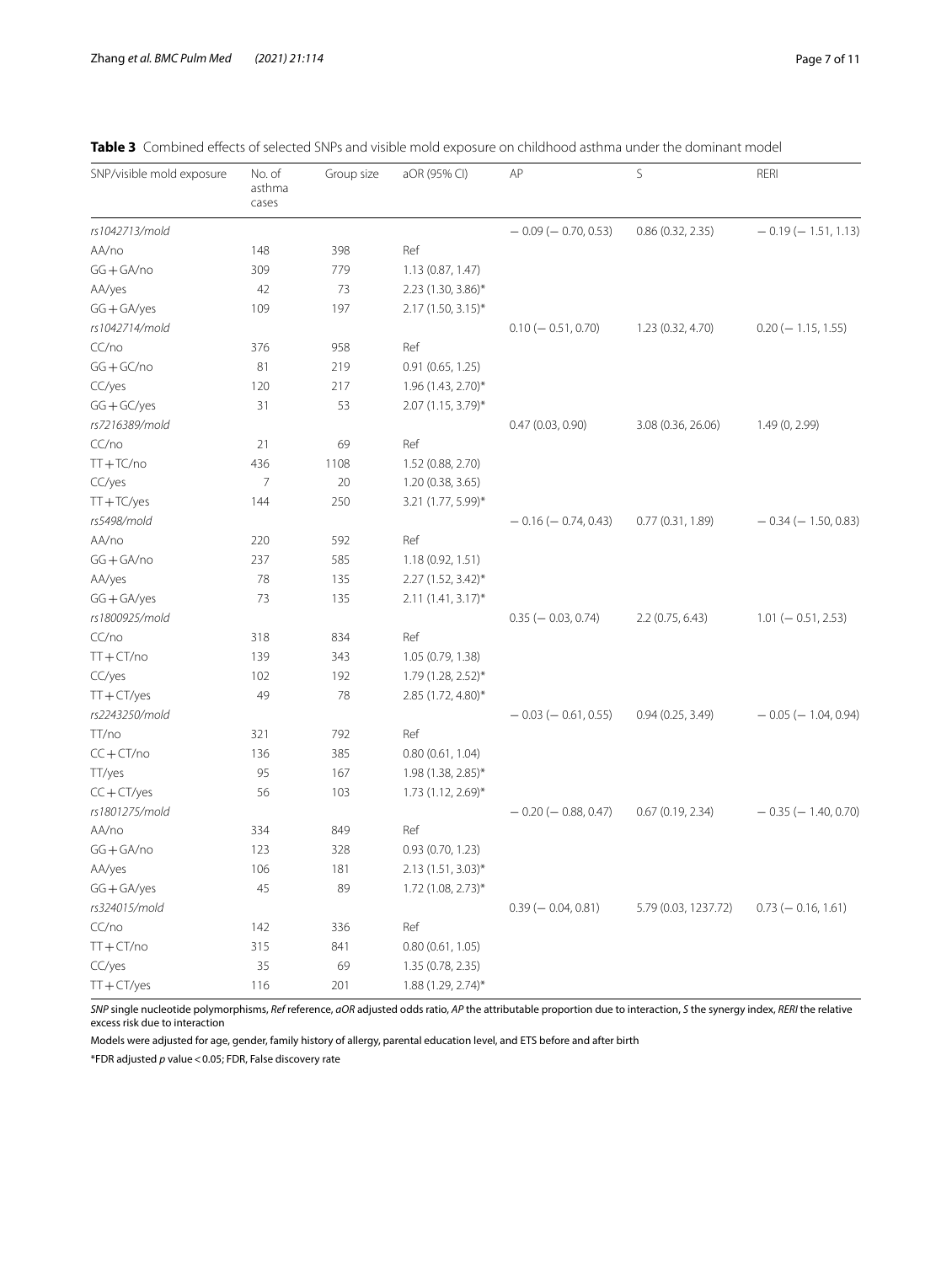**Table 3** Combined effects of selected SNPs and visible mold exposure on childhood asthma under the dominant model

| SNP/visible mold exposure | No. of asthma cases | Group size | aOR (95% CI) | AP | S | RERI |
|---|---|---|---|---|---|---|
| *rs1042713/mold* | | | | − 0.09 (− 0.70, 0.53) | 0.86 (0.32, 2.35) | − 0.19 (− 1.51, 1.13) |
| AA/no | 148 | 398 | Ref | | | |
| GG + GA/no | 309 | 779 | 1.13 (0.87, 1.47) | | | |
| AA/yes | 42 | 73 | 2.23 (1.30, 3.86)* | | | |
| GG + GA/yes | 109 | 197 | 2.17 (1.50, 3.15)* | | | |
| *rs1042714/mold* | | | | 0.10 (− 0.51, 0.70) | 1.23 (0.32, 4.70) | 0.20 (− 1.15, 1.55) |
| CC/no | 376 | 958 | Ref | | | |
| GG + GC/no | 81 | 219 | 0.91 (0.65, 1.25) | | | |
| CC/yes | 120 | 217 | 1.96 (1.43, 2.70)* | | | |
| GG + GC/yes | 31 | 53 | 2.07 (1.15, 3.79)* | | | |
| *rs7216389/mold* | | | | 0.47 (0.03, 0.90) | 3.08 (0.36, 26.06) | 1.49 (0, 2.99) |
| CC/no | 21 | 69 | Ref | | | |
| TT + TC/no | 436 | 1108 | 1.52 (0.88, 2.70) | | | |
| CC/yes | 7 | 20 | 1.20 (0.38, 3.65) | | | |
| TT + TC/yes | 144 | 250 | 3.21 (1.77, 5.99)* | | | |
| *rs5498/mold* | | | | − 0.16 (− 0.74, 0.43) | 0.77 (0.31, 1.89) | − 0.34 (− 1.50, 0.83) |
| AA/no | 220 | 592 | Ref | | | |
| GG + GA/no | 237 | 585 | 1.18 (0.92, 1.51) | | | |
| AA/yes | 78 | 135 | 2.27 (1.52, 3.42)* | | | |
| GG + GA/yes | 73 | 135 | 2.11 (1.41, 3.17)* | | | |
| *rs1800925/mold* | | | | 0.35 (− 0.03, 0.74) | 2.2 (0.75, 6.43) | 1.01 (− 0.51, 2.53) |
| CC/no | 318 | 834 | Ref | | | |
| TT + CT/no | 139 | 343 | 1.05 (0.79, 1.38) | | | |
| CC/yes | 102 | 192 | 1.79 (1.28, 2.52)* | | | |
| TT + CT/yes | 49 | 78 | 2.85 (1.72, 4.80)* | | | |
| *rs2243250/mold* | | | | − 0.03 (− 0.61, 0.55) | 0.94 (0.25, 3.49) | − 0.05 (− 1.04, 0.94) |
| TT/no | 321 | 792 | Ref | | | |
| CC + CT/no | 136 | 385 | 0.80 (0.61, 1.04) | | | |
| TT/yes | 95 | 167 | 1.98 (1.38, 2.85)* | | | |
| CC + CT/yes | 56 | 103 | 1.73 (1.12, 2.69)* | | | |
| *rs1801275/mold* | | | | − 0.20 (− 0.88, 0.47) | 0.67 (0.19, 2.34) | − 0.35 (− 1.40, 0.70) |
| AA/no | 334 | 849 | Ref | | | |
| GG + GA/no | 123 | 328 | 0.93 (0.70, 1.23) | | | |
| AA/yes | 106 | 181 | 2.13 (1.51, 3.03)* | | | |
| GG + GA/yes | 45 | 89 | 1.72 (1.08, 2.73)* | | | |
| *rs324015/mold* | | | | 0.39 (− 0.04, 0.81) | 5.79 (0.03, 1237.72) | 0.73 (− 0.16, 1.61) |
| CC/no | 142 | 336 | Ref | | | |
| TT + CT/no | 315 | 841 | 0.80 (0.61, 1.05) | | | |
| CC/yes | 35 | 69 | 1.35 (0.78, 2.35) | | | |
| TT + CT/yes | 116 | 201 | 1.88 (1.29, 2.74)* | | | |

*SNP* single nucleotide polymorphisms, *Ref* reference, *aOR* adjusted odds ratio, *AP* the attributable proportion due to interaction, *S* the synergy index, *RERI* the relative excess risk due to interaction

Models were adjusted for age, gender, family history of allergy, parental education level, and ETS before and after birth

*FDR adjusted $p$ value < 0.05; FDR, False discovery rate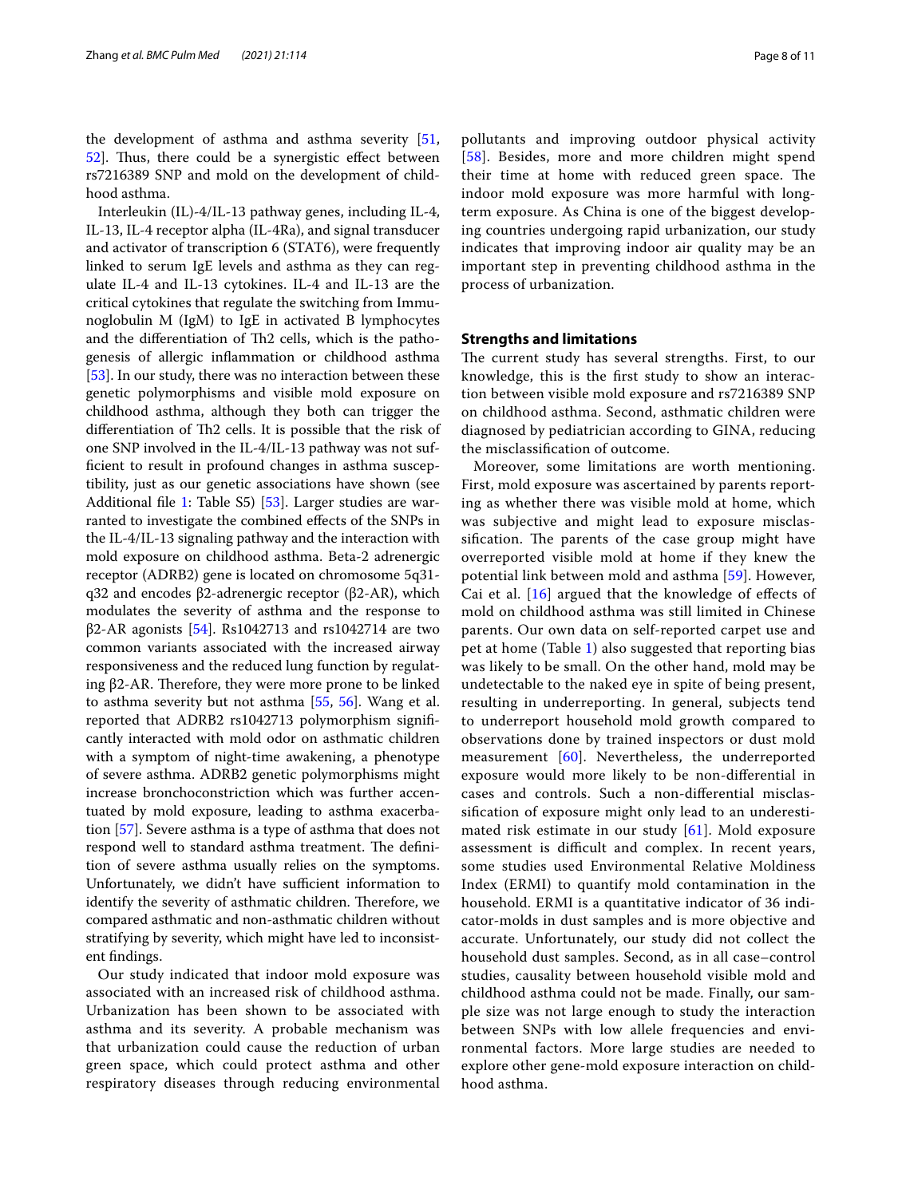the development of asthma and asthma severity [51, 52]. Thus, there could be a synergistic effect between rs7216389 SNP and mold on the development of childhood asthma.

Interleukin (IL)-4/IL-13 pathway genes, including IL-4, IL-13, IL-4 receptor alpha (IL-4Ra), and signal transducer and activator of transcription 6 (STAT6), were frequently linked to serum IgE levels and asthma as they can regulate IL-4 and IL-13 cytokines. IL-4 and IL-13 are the critical cytokines that regulate the switching from Immunoglobulin M (IgM) to IgE in activated B lymphocytes and the differentiation of Th2 cells, which is the pathogenesis of allergic inflammation or childhood asthma [53]. In our study, there was no interaction between these genetic polymorphisms and visible mold exposure on childhood asthma, although they both can trigger the differentiation of Th2 cells. It is possible that the risk of one SNP involved in the IL-4/IL-13 pathway was not sufficient to result in profound changes in asthma susceptibility, just as our genetic associations have shown (see Additional file 1: Table S5) [53]. Larger studies are warranted to investigate the combined effects of the SNPs in the IL-4/IL-13 signaling pathway and the interaction with mold exposure on childhood asthma. Beta-2 adrenergic receptor (ADRB2) gene is located on chromosome 5q31-q32 and encodes β2-adrenergic receptor (β2-AR), which modulates the severity of asthma and the response to β2-AR agonists [54]. Rs1042713 and rs1042714 are two common variants associated with the increased airway responsiveness and the reduced lung function by regulating β2-AR. Therefore, they were more prone to be linked to asthma severity but not asthma [55, 56]. Wang et al. reported that ADRB2 rs1042713 polymorphism significantly interacted with mold odor on asthmatic children with a symptom of night-time awakening, a phenotype of severe asthma. ADRB2 genetic polymorphisms might increase bronchoconstriction which was further accentuated by mold exposure, leading to asthma exacerbation [57]. Severe asthma is a type of asthma that does not respond well to standard asthma treatment. The definition of severe asthma usually relies on the symptoms. Unfortunately, we didn't have sufficient information to identify the severity of asthmatic children. Therefore, we compared asthmatic and non-asthmatic children without stratifying by severity, which might have led to inconsistent findings.

Our study indicated that indoor mold exposure was associated with an increased risk of childhood asthma. Urbanization has been shown to be associated with asthma and its severity. A probable mechanism was that urbanization could cause the reduction of urban green space, which could protect asthma and other respiratory diseases through reducing environmental pollutants and improving outdoor physical activity [58]. Besides, more and more children might spend their time at home with reduced green space. The indoor mold exposure was more harmful with long-term exposure. As China is one of the biggest developing countries undergoing rapid urbanization, our study indicates that improving indoor air quality may be an important step in preventing childhood asthma in the process of urbanization.

## Strengths and limitations

The current study has several strengths. First, to our knowledge, this is the first study to show an interaction between visible mold exposure and rs7216389 SNP on childhood asthma. Second, asthmatic children were diagnosed by pediatrician according to GINA, reducing the misclassification of outcome.

Moreover, some limitations are worth mentioning. First, mold exposure was ascertained by parents reporting as whether there was visible mold at home, which was subjective and might lead to exposure misclassification. The parents of the case group might have overreported visible mold at home if they knew the potential link between mold and asthma [59]. However, Cai et al. [16] argued that the knowledge of effects of mold on childhood asthma was still limited in Chinese parents. Our own data on self-reported carpet use and pet at home (Table 1) also suggested that reporting bias was likely to be small. On the other hand, mold may be undetectable to the naked eye in spite of being present, resulting in underreporting. In general, subjects tend to underreport household mold growth compared to observations done by trained inspectors or dust mold measurement [60]. Nevertheless, the underreported exposure would more likely to be non-differential in cases and controls. Such a non-differential misclassification of exposure might only lead to an underestimated risk estimate in our study [61]. Mold exposure assessment is difficult and complex. In recent years, some studies used Environmental Relative Moldiness Index (ERMI) to quantify mold contamination in the household. ERMI is a quantitative indicator of 36 indicator-molds in dust samples and is more objective and accurate. Unfortunately, our study did not collect the household dust samples. Second, as in all case–control studies, causality between household visible mold and childhood asthma could not be made. Finally, our sample size was not large enough to study the interaction between SNPs with low allele frequencies and environmental factors. More large studies are needed to explore other gene-mold exposure interaction on childhood asthma.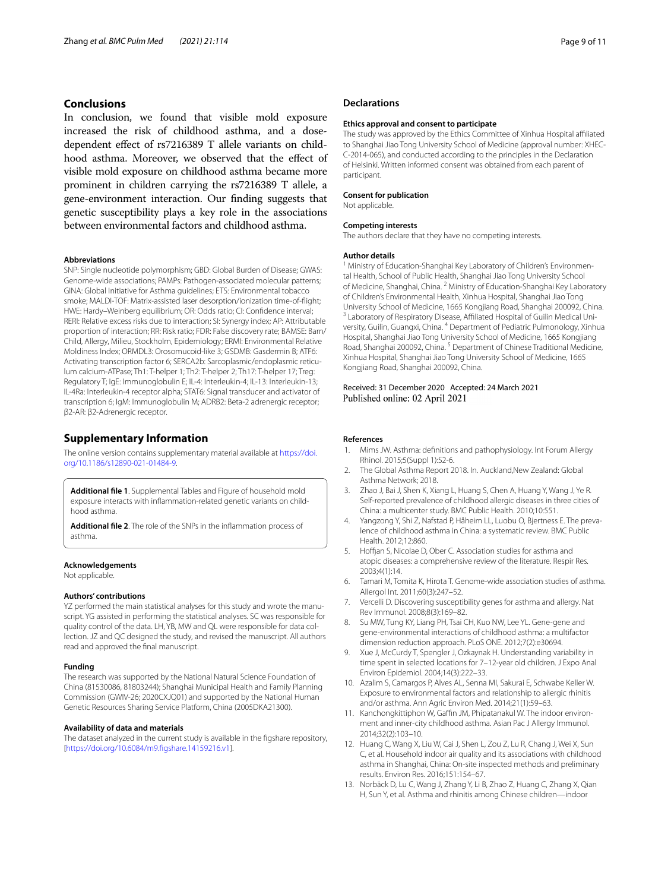## Conclusions

In conclusion, we found that visible mold exposure increased the risk of childhood asthma, and a dose-dependent effect of rs7216389 T allele variants on childhood asthma. Moreover, we observed that the effect of visible mold exposure on childhood asthma became more prominent in children carrying the rs7216389 T allele, a gene-environment interaction. Our finding suggests that genetic susceptibility plays a key role in the associations between environmental factors and childhood asthma.

#### Abbreviations

SNP: Single nucleotide polymorphism; GBD: Global Burden of Disease; GWAS: Genome-wide associations; PAMPs: Pathogen-associated molecular patterns; GINA: Global Initiative for Asthma guidelines; ETS: Environmental tobacco smoke; MALDI-TOF: Matrix-assisted laser desorption/ionization time-of-flight; HWE: Hardy–Weinberg equilibrium; OR: Odds ratio; CI: Confidence interval; RERI: Relative excess risks due to interaction; SI: Synergy index; AP: Attributable proportion of interaction; RR: Risk ratio; FDR: False discovery rate; BAMSE: Barn/Child, Allergy, Milieu, Stockholm, Epidemiology; ERMI: Environmental Relative Moldiness Index; ORMDL3: Orosomucoid-like 3; GSDMB: Gasdermin B; ATF6: Activating transcription factor 6; SERCA2b: Sarcoplasmic/endoplasmic reticulum calcium-ATPase; Th1: T-helper 1; Th2: T-helper 2; Th17: T-helper 17; Treg: Regulatory T; IgE: Immunoglobulin E; IL-4: Interleukin-4; IL-13: Interleukin-13; IL-4Ra: Interleukin-4 receptor alpha; STAT6: Signal transducer and activator of transcription 6; IgM: Immunoglobulin M; ADRB2: Beta-2 adrenergic receptor; β2-AR: β2-Adrenergic receptor.

## Supplementary Information

The online version contains supplementary material available at https://doi.org/10.1186/s12890-021-01484-9.

**Additional file 1**. Supplemental Tables and Figure of household mold exposure interacts with inflammation-related genetic variants on childhood asthma.

**Additional file 2**. The role of the SNPs in the inflammation process of asthma.

#### Acknowledgements

Not applicable.

#### Authors' contributions

YZ performed the main statistical analyses for this study and wrote the manuscript. YG assisted in performing the statistical analyses. SC was responsible for quality control of the data. LH, YB, MW and QL were responsible for data collection. JZ and QC designed the study, and revised the manuscript. All authors read and approved the final manuscript.

#### Funding

The research was supported by the National Natural Science Foundation of China (81530086, 81803244); Shanghai Municipal Health and Family Planning Commission (GWIV-26; 2020CXJQ01) and supported by the National Human Genetic Resources Sharing Service Platform, China (2005DKA21300).

#### Availability of data and materials

The dataset analyzed in the current study is available in the figshare repository, [https://doi.org/10.6084/m9.figshare.14159216.v1].

## Declarations

#### Ethics approval and consent to participate

The study was approved by the Ethics Committee of Xinhua Hospital affiliated to Shanghai Jiao Tong University School of Medicine (approval number: XHEC-C-2014-065), and conducted according to the principles in the Declaration of Helsinki. Written informed consent was obtained from each parent of participant.

#### Consent for publication

Not applicable.

#### Competing interests

The authors declare that they have no competing interests.

#### Author details

[1] Ministry of Education-Shanghai Key Laboratory of Children's Environmental Health, School of Public Health, Shanghai Jiao Tong University School of Medicine, Shanghai, China. [2] Ministry of Education-Shanghai Key Laboratory of Children's Environmental Health, Xinhua Hospital, Shanghai Jiao Tong University School of Medicine, 1665 Kongjiang Road, Shanghai 200092, China. [3] Laboratory of Respiratory Disease, Affiliated Hospital of Guilin Medical University, Guilin, Guangxi, China. [4] Department of Pediatric Pulmonology, Xinhua Hospital, Shanghai Jiao Tong University School of Medicine, 1665 Kongjiang Road, Shanghai 200092, China. [5] Department of Chinese Traditional Medicine, Xinhua Hospital, Shanghai Jiao Tong University School of Medicine, 1665 Kongjiang Road, Shanghai 200092, China.

Received: 31 December 2020 Accepted: 24 March 2021
Published online: 02 April 2021

#### References

1. Mims JW. Asthma: definitions and pathophysiology. Int Forum Allergy Rhinol. 2015;5(Suppl 1):S2-6.
2. The Global Asthma Report 2018. In. Auckland,New Zealand: Global Asthma Network; 2018.
3. Zhao J, Bai J, Shen K, Xiang L, Huang S, Chen A, Huang Y, Wang J, Ye R. Self-reported prevalence of childhood allergic diseases in three cities of China: a multicenter study. BMC Public Health. 2010;10:551.
4. Yangzong Y, Shi Z, Nafstad P, Håheim LL, Luobu O, Bjertness E. The prevalence of childhood asthma in China: a systematic review. BMC Public Health. 2012;12:860.
5. Hoffjan S, Nicolae D, Ober C. Association studies for asthma and atopic diseases: a comprehensive review of the literature. Respir Res. 2003;4(1):14.
6. Tamari M, Tomita K, Hirota T. Genome-wide association studies of asthma. Allergol Int. 2011;60(3):247–52.
7. Vercelli D. Discovering susceptibility genes for asthma and allergy. Nat Rev Immunol. 2008;8(3):169–82.
8. Su MW, Tung KY, Liang PH, Tsai CH, Kuo NW, Lee YL. Gene-gene and gene-environmental interactions of childhood asthma: a multifactor dimension reduction approach. PLoS ONE. 2012;7(2):e30694.
9. Xue J, McCurdy T, Spengler J, Ozkaynak H. Understanding variability in time spent in selected locations for 7–12-year old children. J Expo Anal Environ Epidemiol. 2004;14(3):222–33.
10. Azalim S, Camargos P, Alves AL, Senna MI, Sakurai E, Schwabe Keller W. Exposure to environmental factors and relationship to allergic rhinitis and/or asthma. Ann Agric Environ Med. 2014;21(1):59–63.
11. Kanchongkittiphon W, Gaffin JM, Phipatanakul W. The indoor environment and inner-city childhood asthma. Asian Pac J Allergy Immunol. 2014;32(2):103–10.
12. Huang C, Wang X, Liu W, Cai J, Shen L, Zou Z, Lu R, Chang J, Wei X, Sun C, et al. Household indoor air quality and its associations with childhood asthma in Shanghai, China: On-site inspected methods and preliminary results. Environ Res. 2016;151:154–67.
13. Norbäck D, Lu C, Wang J, Zhang Y, Li B, Zhao Z, Huang C, Zhang X, Qian H, Sun Y, et al. Asthma and rhinitis among Chinese children—indoor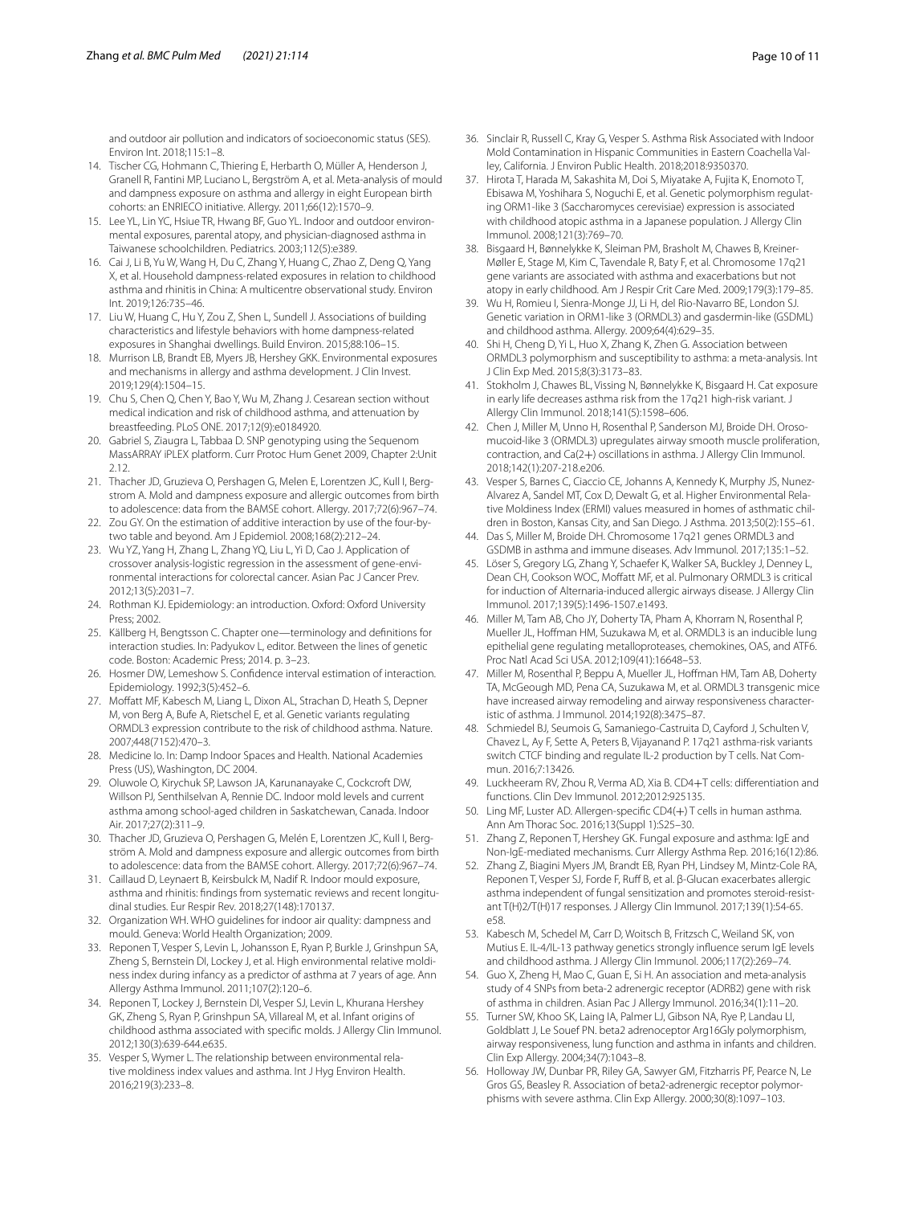and outdoor air pollution and indicators of socioeconomic status (SES). Environ Int. 2018;115:1–8.

14. Tischer CG, Hohmann C, Thiering E, Herbarth O, Müller A, Henderson J, Granell R, Fantini MP, Luciano L, Bergström A, et al. Meta-analysis of mould and dampness exposure on asthma and allergy in eight European birth cohorts: an ENRIECO initiative. Allergy. 2011;66(12):1570–9.
15. Lee YL, Lin YC, Hsiue TR, Hwang BF, Guo YL. Indoor and outdoor environmental exposures, parental atopy, and physician-diagnosed asthma in Taiwanese schoolchildren. Pediatrics. 2003;112(5):e389.
16. Cai J, Li B, Yu W, Wang H, Du C, Zhang Y, Huang C, Zhao Z, Deng Q, Yang X, et al. Household dampness-related exposures in relation to childhood asthma and rhinitis in China: A multicentre observational study. Environ Int. 2019;126:735–46.
17. Liu W, Huang C, Hu Y, Zou Z, Shen L, Sundell J. Associations of building characteristics and lifestyle behaviors with home dampness-related exposures in Shanghai dwellings. Build Environ. 2015;88:106–15.
18. Murrison LB, Brandt EB, Myers JB, Hershey GKK. Environmental exposures and mechanisms in allergy and asthma development. J Clin Invest. 2019;129(4):1504–15.
19. Chu S, Chen Q, Chen Y, Bao Y, Wu M, Zhang J. Cesarean section without medical indication and risk of childhood asthma, and attenuation by breastfeeding. PLoS ONE. 2017;12(9):e0184920.
20. Gabriel S, Ziaugra L, Tabbaa D. SNP genotyping using the Sequenom MassARRAY iPLEX platform. Curr Protoc Hum Genet 2009, Chapter 2:Unit 2.12.
21. Thacher JD, Gruzieva O, Pershagen G, Melen E, Lorentzen JC, Kull I, Bergstrom A. Mold and dampness exposure and allergic outcomes from birth to adolescence: data from the BAMSE cohort. Allergy. 2017;72(6):967–74.
22. Zou GY. On the estimation of additive interaction by use of the four-by-two table and beyond. Am J Epidemiol. 2008;168(2):212–24.
23. Wu YZ, Yang H, Zhang L, Zhang YQ, Liu L, Yi D, Cao J. Application of crossover analysis-logistic regression in the assessment of gene-environmental interactions for colorectal cancer. Asian Pac J Cancer Prev. 2012;13(5):2031–7.
24. Rothman KJ. Epidemiology: an introduction. Oxford: Oxford University Press; 2002.
25. Källberg H, Bengtsson C. Chapter one—terminology and definitions for interaction studies. In: Padyukov L, editor. Between the lines of genetic code. Boston: Academic Press; 2014. p. 3–23.
26. Hosmer DW, Lemeshow S. Confidence interval estimation of interaction. Epidemiology. 1992;3(5):452–6.
27. Moffatt MF, Kabesch M, Liang L, Dixon AL, Strachan D, Heath S, Depner M, von Berg A, Bufe A, Rietschel E, et al. Genetic variants regulating ORMDL3 expression contribute to the risk of childhood asthma. Nature. 2007;448(7152):470–3.
28. Medicine Io. In: Damp Indoor Spaces and Health. National Academies Press (US), Washington, DC 2004.
29. Oluwole O, Kirychuk SP, Lawson JA, Karunanayake C, Cockcroft DW, Willson PJ, Senthilselvan A, Rennie DC. Indoor mold levels and current asthma among school-aged children in Saskatchewan, Canada. Indoor Air. 2017;27(2):311–9.
30. Thacher JD, Gruzieva O, Pershagen G, Melén E, Lorentzen JC, Kull I, Bergström A. Mold and dampness exposure and allergic outcomes from birth to adolescence: data from the BAMSE cohort. Allergy. 2017;72(6):967–74.
31. Caillaud D, Leynaert B, Keirsbulck M, Nadif R. Indoor mould exposure, asthma and rhinitis: findings from systematic reviews and recent longitudinal studies. Eur Respir Rev. 2018;27(148):170137.
32. Organization WH. WHO guidelines for indoor air quality: dampness and mould. Geneva: World Health Organization; 2009.
33. Reponen T, Vesper S, Levin L, Johansson E, Ryan P, Burkle J, Grinshpun SA, Zheng S, Bernstein DI, Lockey J, et al. High environmental relative moldiness index during infancy as a predictor of asthma at 7 years of age. Ann Allergy Asthma Immunol. 2011;107(2):120–6.
34. Reponen T, Lockey J, Bernstein DI, Vesper SJ, Levin L, Khurana Hershey GK, Zheng S, Ryan P, Grinshpun SA, Villareal M, et al. Infant origins of childhood asthma associated with specific molds. J Allergy Clin Immunol. 2012;130(3):639-644.e635.
35. Vesper S, Wymer L. The relationship between environmental relative moldiness index values and asthma. Int J Hyg Environ Health. 2016;219(3):233–8.
36. Sinclair R, Russell C, Kray G, Vesper S. Asthma Risk Associated with Indoor Mold Contamination in Hispanic Communities in Eastern Coachella Valley, California. J Environ Public Health. 2018;2018:9350370.
37. Hirota T, Harada M, Sakashita M, Doi S, Miyatake A, Fujita K, Enomoto T, Ebisawa M, Yoshihara S, Noguchi E, et al. Genetic polymorphism regulating ORM1-like 3 (Saccharomyces cerevisiae) expression is associated with childhood atopic asthma in a Japanese population. J Allergy Clin Immunol. 2008;121(3):769–70.
38. Bisgaard H, Bønnelykke K, Sleiman PM, Brasholt M, Chawes B, Kreiner-Møller E, Stage M, Kim C, Tavendale R, Baty F, et al. Chromosome 17q21 gene variants are associated with asthma and exacerbations but not atopy in early childhood. Am J Respir Crit Care Med. 2009;179(3):179–85.
39. Wu H, Romieu I, Sienra-Monge JJ, Li H, del Rio-Navarro BE, London SJ. Genetic variation in ORM1-like 3 (ORMDL3) and gasdermin-like (GSDML) and childhood asthma. Allergy. 2009;64(4):629–35.
40. Shi H, Cheng D, Yi L, Huo X, Zhang K, Zhen G. Association between ORMDL3 polymorphism and susceptibility to asthma: a meta-analysis. Int J Clin Exp Med. 2015;8(3):3173–83.
41. Stokholm J, Chawes BL, Vissing N, Bønnelykke K, Bisgaard H. Cat exposure in early life decreases asthma risk from the 17q21 high-risk variant. J Allergy Clin Immunol. 2018;141(5):1598–606.
42. Chen J, Miller M, Unno H, Rosenthal P, Sanderson MJ, Broide DH. Orosomucoid-like 3 (ORMDL3) upregulates airway smooth muscle proliferation, contraction, and Ca(2+) oscillations in asthma. J Allergy Clin Immunol. 2018;142(1):207-218.e206.
43. Vesper S, Barnes C, Ciaccio CE, Johanns A, Kennedy K, Murphy JS, Nunez-Alvarez A, Sandel MT, Cox D, Dewalt G, et al. Higher Environmental Relative Moldiness Index (ERMI) values measured in homes of asthmatic children in Boston, Kansas City, and San Diego. J Asthma. 2013;50(2):155–61.
44. Das S, Miller M, Broide DH. Chromosome 17q21 genes ORMDL3 and GSDMB in asthma and immune diseases. Adv Immunol. 2017;135:1–52.
45. Löser S, Gregory LG, Zhang Y, Schaefer K, Walker SA, Buckley J, Denney L, Dean CH, Cookson WOC, Moffatt MF, et al. Pulmonary ORMDL3 is critical for induction of Alternaria-induced allergic airways disease. J Allergy Clin Immunol. 2017;139(5):1496-1507.e1493.
46. Miller M, Tam AB, Cho JY, Doherty TA, Pham A, Khorram N, Rosenthal P, Mueller JL, Hoffman HM, Suzukawa M, et al. ORMDL3 is an inducible lung epithelial gene regulating metalloproteases, chemokines, OAS, and ATF6. Proc Natl Acad Sci USA. 2012;109(41):16648–53.
47. Miller M, Rosenthal P, Beppu A, Mueller JL, Hoffman HM, Tam AB, Doherty TA, McGeough MD, Pena CA, Suzukawa M, et al. ORMDL3 transgenic mice have increased airway remodeling and airway responsiveness characteristic of asthma. J Immunol. 2014;192(8):3475–87.
48. Schmiedel BJ, Seumois G, Samaniego-Castruita D, Cayford J, Schulten V, Chavez L, Ay F, Sette A, Peters B, Vijayanand P. 17q21 asthma-risk variants switch CTCF binding and regulate IL-2 production by T cells. Nat Commun. 2016;7:13426.
49. Luckheeram RV, Zhou R, Verma AD, Xia B. CD4+T cells: differentiation and functions. Clin Dev Immunol. 2012;2012:925135.
50. Ling MF, Luster AD. Allergen-specific CD4(+) T cells in human asthma. Ann Am Thorac Soc. 2016;13(Suppl 1):S25–30.
51. Zhang Z, Reponen T, Hershey GK. Fungal exposure and asthma: IgE and Non-IgE-mediated mechanisms. Curr Allergy Asthma Rep. 2016;16(12):86.
52. Zhang Z, Biagini Myers JM, Brandt EB, Ryan PH, Lindsey M, Mintz-Cole RA, Reponen T, Vesper SJ, Forde F, Ruff B, et al. β-Glucan exacerbates allergic asthma independent of fungal sensitization and promotes steroid-resistant T(H)2/T(H)17 responses. J Allergy Clin Immunol. 2017;139(1):54-65.e58.
53. Kabesch M, Schedel M, Carr D, Woitsch B, Fritzsch C, Weiland SK, von Mutius E. IL-4/IL-13 pathway genetics strongly influence serum IgE levels and childhood asthma. J Allergy Clin Immunol. 2006;117(2):269–74.
54. Guo X, Zheng H, Mao C, Guan E, Si H. An association and meta-analysis study of 4 SNPs from beta-2 adrenergic receptor (ADRB2) gene with risk of asthma in children. Asian Pac J Allergy Immunol. 2016;34(1):11–20.
55. Turner SW, Khoo SK, Laing IA, Palmer LJ, Gibson NA, Rye P, Landau LI, Goldblatt J, Le Souef PN. beta2 adrenoceptor Arg16Gly polymorphism, airway responsiveness, lung function and asthma in infants and children. Clin Exp Allergy. 2004;34(7):1043–8.
56. Holloway JW, Dunbar PR, Riley GA, Sawyer GM, Fitzharris PF, Pearce N, Le Gros GS, Beasley R. Association of beta2-adrenergic receptor polymorphisms with severe asthma. Clin Exp Allergy. 2000;30(8):1097–103.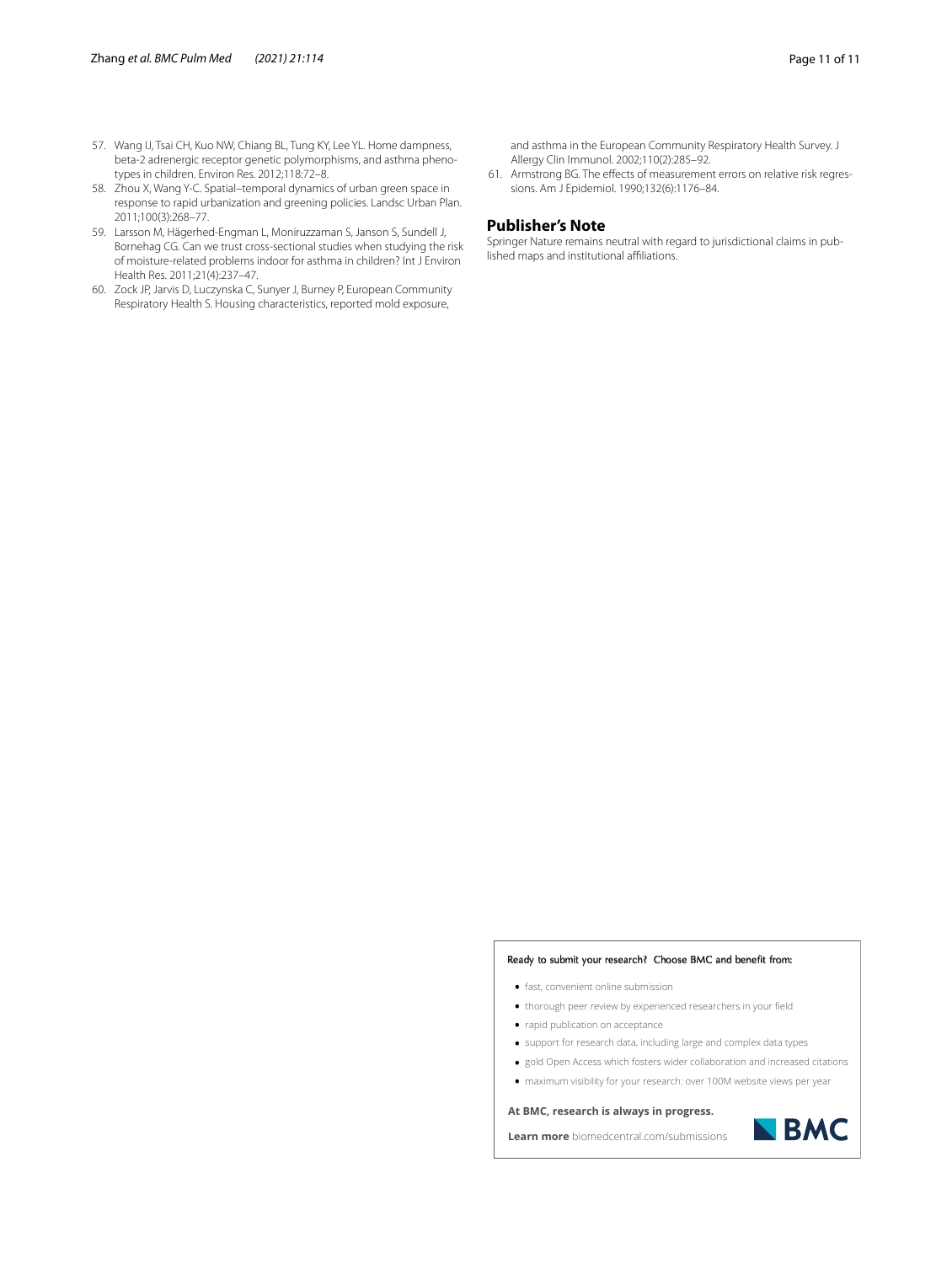57. Wang IJ, Tsai CH, Kuo NW, Chiang BL, Tung KY, Lee YL. Home dampness, beta-2 adrenergic receptor genetic polymorphisms, and asthma phenotypes in children. Environ Res. 2012;118:72–8.
58. Zhou X, Wang Y-C. Spatial–temporal dynamics of urban green space in response to rapid urbanization and greening policies. Landsc Urban Plan. 2011;100(3):268–77.
59. Larsson M, Hägerhed-Engman L, Moniruzzaman S, Janson S, Sundell J, Bornehag CG. Can we trust cross-sectional studies when studying the risk of moisture-related problems indoor for asthma in children? Int J Environ Health Res. 2011;21(4):237–47.
60. Zock JP, Jarvis D, Luczynska C, Sunyer J, Burney P, European Community Respiratory Health S. Housing characteristics, reported mold exposure, and asthma in the European Community Respiratory Health Survey. J Allergy Clin Immunol. 2002;110(2):285–92.
61. Armstrong BG. The effects of measurement errors on relative risk regressions. Am J Epidemiol. 1990;132(6):1176–84.

## Publisher's Note

Springer Nature remains neutral with regard to jurisdictional claims in published maps and institutional affiliations.

Ready to submit your research? Choose BMC and benefit from:

- fast, convenient online submission
- thorough peer review by experienced researchers in your field
- rapid publication on acceptance
- support for research data, including large and complex data types
- gold Open Access which fosters wider collaboration and increased citations
- maximum visibility for your research: over 100M website views per year

**At BMC, research is always in progress.**

**Learn more** biomedcentral.com/submissions

BMC